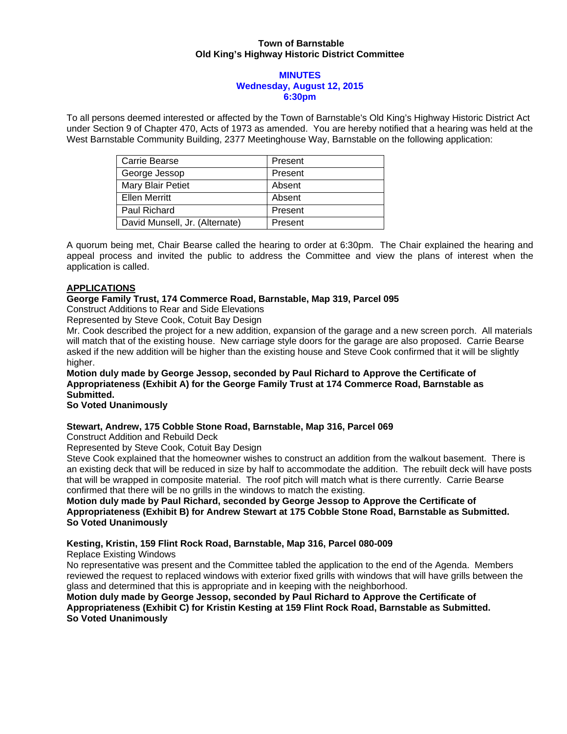**Town of Barnstable**
**Old King's Highway Historic District Committee**

**MINUTES**
**Wednesday, August 12, 2015**
**6:30pm**

To all persons deemed interested or affected by the Town of Barnstable's Old King's Highway Historic District Act under Section 9 of Chapter 470, Acts of 1973 as amended. You are hereby notified that a hearing was held at the West Barnstable Community Building, 2377 Meetinghouse Way, Barnstable on the following application:

| Carrie Bearse | Present |
|---|---|
| George Jessop | Present |
| Mary Blair Petiet | Absent |
| Ellen Merritt | Absent |
| Paul Richard | Present |
| David Munsell, Jr. (Alternate) | Present |

A quorum being met, Chair Bearse called the hearing to order at 6:30pm. The Chair explained the hearing and appeal process and invited the public to address the Committee and view the plans of interest when the application is called.

## APPLICATIONS

**George Family Trust, 174 Commerce Road, Barnstable, Map 319, Parcel 095**

Construct Additions to Rear and Side Elevations

Represented by Steve Cook, Cotuit Bay Design

Mr. Cook described the project for a new addition, expansion of the garage and a new screen porch. All materials will match that of the existing house. New carriage style doors for the garage are also proposed. Carrie Bearse asked if the new addition will be higher than the existing house and Steve Cook confirmed that it will be slightly higher.

**Motion duly made by George Jessop, seconded by Paul Richard to Approve the Certificate of Appropriateness (Exhibit A) for the George Family Trust at 174 Commerce Road, Barnstable as Submitted.**

**So Voted Unanimously**

**Stewart, Andrew, 175 Cobble Stone Road, Barnstable, Map 316, Parcel 069**

Construct Addition and Rebuild Deck

Represented by Steve Cook, Cotuit Bay Design

Steve Cook explained that the homeowner wishes to construct an addition from the walkout basement. There is an existing deck that will be reduced in size by half to accommodate the addition. The rebuilt deck will have posts that will be wrapped in composite material. The roof pitch will match what is there currently. Carrie Bearse confirmed that there will be no grills in the windows to match the existing.

**Motion duly made by Paul Richard, seconded by George Jessop to Approve the Certificate of Appropriateness (Exhibit B) for Andrew Stewart at 175 Cobble Stone Road, Barnstable as Submitted.**

**So Voted Unanimously**

**Kesting, Kristin, 159 Flint Rock Road, Barnstable, Map 316, Parcel 080-009**

Replace Existing Windows

No representative was present and the Committee tabled the application to the end of the Agenda. Members reviewed the request to replaced windows with exterior fixed grills with windows that will have grills between the glass and determined that this is appropriate and in keeping with the neighborhood.

**Motion duly made by George Jessop, seconded by Paul Richard to Approve the Certificate of Appropriateness (Exhibit C) for Kristin Kesting at 159 Flint Rock Road, Barnstable as Submitted.**

**So Voted Unanimously**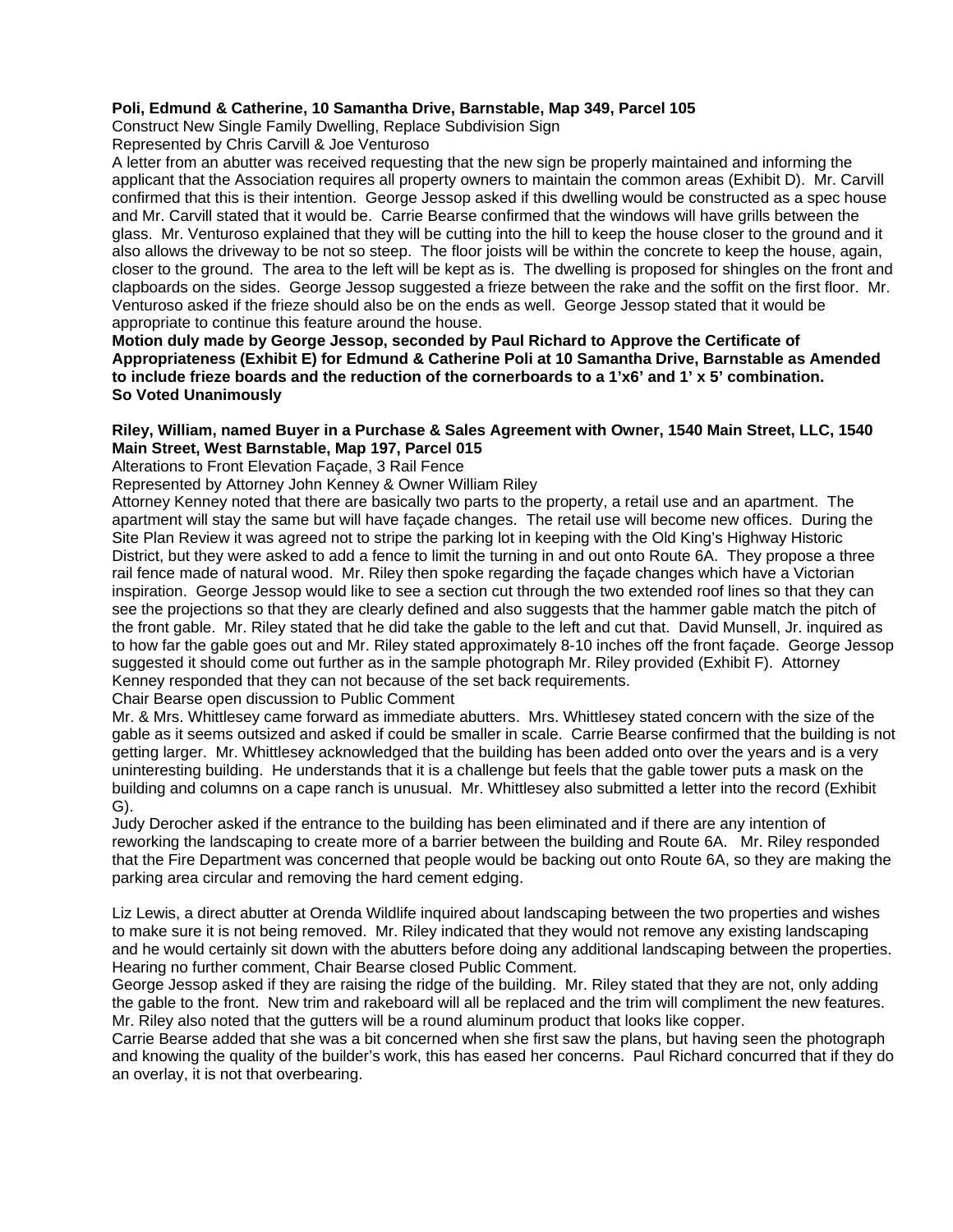**Poli, Edmund & Catherine, 10 Samantha Drive, Barnstable, Map 349, Parcel 105**
Construct New Single Family Dwelling, Replace Subdivision Sign
Represented by Chris Carvill & Joe Venturoso
A letter from an abutter was received requesting that the new sign be properly maintained and informing the applicant that the Association requires all property owners to maintain the common areas (Exhibit D). Mr. Carvill confirmed that this is their intention. George Jessop asked if this dwelling would be constructed as a spec house and Mr. Carvill stated that it would be. Carrie Bearse confirmed that the windows will have grills between the glass. Mr. Venturoso explained that they will be cutting into the hill to keep the house closer to the ground and it also allows the driveway to be not so steep. The floor joists will be within the concrete to keep the house, again, closer to the ground. The area to the left will be kept as is. The dwelling is proposed for shingles on the front and clapboards on the sides. George Jessop suggested a frieze between the rake and the soffit on the first floor. Mr. Venturoso asked if the frieze should also be on the ends as well. George Jessop stated that it would be appropriate to continue this feature around the house.
**Motion duly made by George Jessop, seconded by Paul Richard to Approve the Certificate of Appropriateness (Exhibit E) for Edmund & Catherine Poli at 10 Samantha Drive, Barnstable as Amended to include frieze boards and the reduction of the cornerboards to a 1'x6' and 1' x 5' combination.**
**So Voted Unanimously**

**Riley, William, named Buyer in a Purchase & Sales Agreement with Owner, 1540 Main Street, LLC, 1540 Main Street, West Barnstable, Map 197, Parcel 015**
Alterations to Front Elevation Façade, 3 Rail Fence
Represented by Attorney John Kenney & Owner William Riley
Attorney Kenney noted that there are basically two parts to the property, a retail use and an apartment. The apartment will stay the same but will have façade changes. The retail use will become new offices. During the Site Plan Review it was agreed not to stripe the parking lot in keeping with the Old King's Highway Historic District, but they were asked to add a fence to limit the turning in and out onto Route 6A. They propose a three rail fence made of natural wood. Mr. Riley then spoke regarding the façade changes which have a Victorian inspiration. George Jessop would like to see a section cut through the two extended roof lines so that they can see the projections so that they are clearly defined and also suggests that the hammer gable match the pitch of the front gable. Mr. Riley stated that he did take the gable to the left and cut that. David Munsell, Jr. inquired as to how far the gable goes out and Mr. Riley stated approximately 8-10 inches off the front façade. George Jessop suggested it should come out further as in the sample photograph Mr. Riley provided (Exhibit F). Attorney Kenney responded that they can not because of the set back requirements.
Chair Bearse open discussion to Public Comment
Mr. & Mrs. Whittlesey came forward as immediate abutters. Mrs. Whittlesey stated concern with the size of the gable as it seems outsized and asked if could be smaller in scale. Carrie Bearse confirmed that the building is not getting larger. Mr. Whittlesey acknowledged that the building has been added onto over the years and is a very uninteresting building. He understands that it is a challenge but feels that the gable tower puts a mask on the building and columns on a cape ranch is unusual. Mr. Whittlesey also submitted a letter into the record (Exhibit G).
Judy Derocher asked if the entrance to the building has been eliminated and if there are any intention of reworking the landscaping to create more of a barrier between the building and Route 6A. Mr. Riley responded that the Fire Department was concerned that people would be backing out onto Route 6A, so they are making the parking area circular and removing the hard cement edging.

Liz Lewis, a direct abutter at Orenda Wildlife inquired about landscaping between the two properties and wishes to make sure it is not being removed. Mr. Riley indicated that they would not remove any existing landscaping and he would certainly sit down with the abutters before doing any additional landscaping between the properties. Hearing no further comment, Chair Bearse closed Public Comment.
George Jessop asked if they are raising the ridge of the building. Mr. Riley stated that they are not, only adding the gable to the front. New trim and rakeboard will all be replaced and the trim will compliment the new features. Mr. Riley also noted that the gutters will be a round aluminum product that looks like copper.
Carrie Bearse added that she was a bit concerned when she first saw the plans, but having seen the photograph and knowing the quality of the builder's work, this has eased her concerns. Paul Richard concurred that if they do an overlay, it is not that overbearing.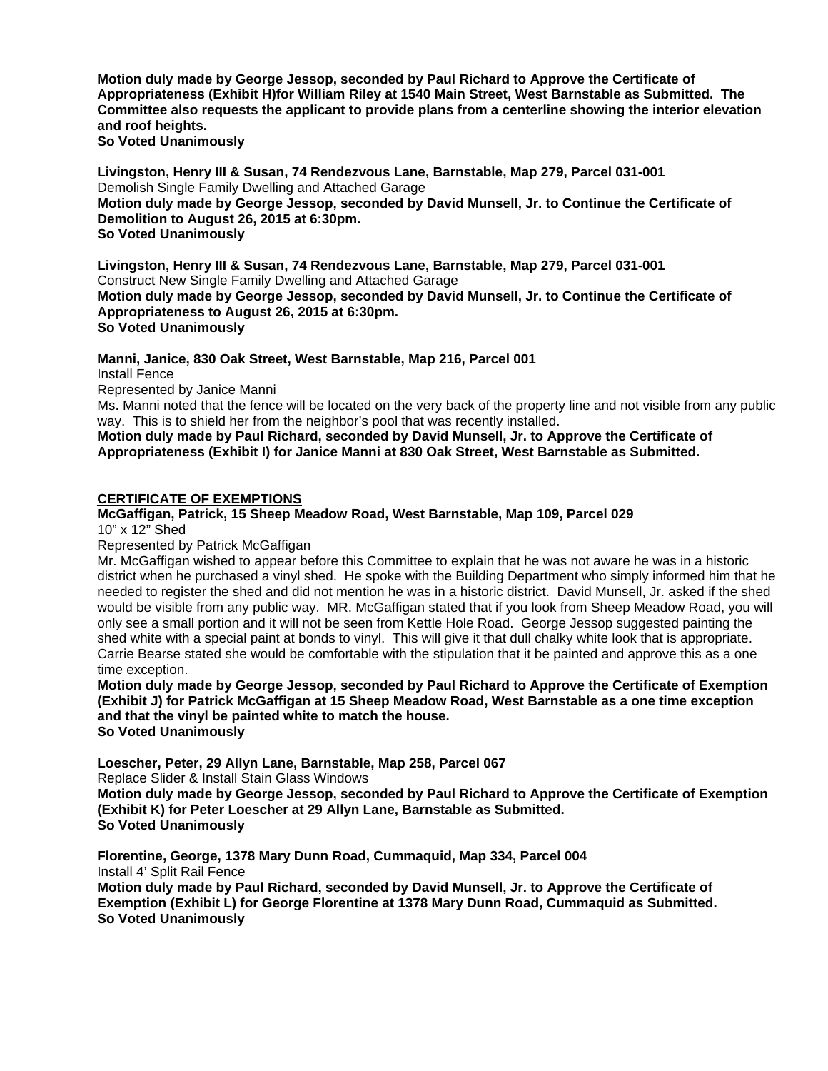**Motion duly made by George Jessop, seconded by Paul Richard to Approve the Certificate of Appropriateness (Exhibit H)for William Riley at 1540 Main Street, West Barnstable as Submitted. The Committee also requests the applicant to provide plans from a centerline showing the interior elevation and roof heights.**
**So Voted Unanimously**

**Livingston, Henry III & Susan, 74 Rendezvous Lane, Barnstable, Map 279, Parcel 031-001**
Demolish Single Family Dwelling and Attached Garage
**Motion duly made by George Jessop, seconded by David Munsell, Jr. to Continue the Certificate of Demolition to August 26, 2015 at 6:30pm.**
**So Voted Unanimously**

**Livingston, Henry III & Susan, 74 Rendezvous Lane, Barnstable, Map 279, Parcel 031-001**
Construct New Single Family Dwelling and Attached Garage
**Motion duly made by George Jessop, seconded by David Munsell, Jr. to Continue the Certificate of Appropriateness to August 26, 2015 at 6:30pm.**
**So Voted Unanimously**

**Manni, Janice, 830 Oak Street, West Barnstable, Map 216, Parcel 001**
Install Fence
Represented by Janice Manni
Ms. Manni noted that the fence will be located on the very back of the property line and not visible from any public way. This is to shield her from the neighbor's pool that was recently installed.
**Motion duly made by Paul Richard, seconded by David Munsell, Jr. to Approve the Certificate of Appropriateness (Exhibit I) for Janice Manni at 830 Oak Street, West Barnstable as Submitted.**

**<u>CERTIFICATE OF EXEMPTIONS</u>**
**McGaffigan, Patrick, 15 Sheep Meadow Road, West Barnstable, Map 109, Parcel 029**
10" x 12" Shed
Represented by Patrick McGaffigan
Mr. McGaffigan wished to appear before this Committee to explain that he was not aware he was in a historic district when he purchased a vinyl shed. He spoke with the Building Department who simply informed him that he needed to register the shed and did not mention he was in a historic district. David Munsell, Jr. asked if the shed would be visible from any public way. MR. McGaffigan stated that if you look from Sheep Meadow Road, you will only see a small portion and it will not be seen from Kettle Hole Road. George Jessop suggested painting the shed white with a special paint at bonds to vinyl. This will give it that dull chalky white look that is appropriate. Carrie Bearse stated she would be comfortable with the stipulation that it be painted and approve this as a one time exception.
**Motion duly made by George Jessop, seconded by Paul Richard to Approve the Certificate of Exemption (Exhibit J) for Patrick McGaffigan at 15 Sheep Meadow Road, West Barnstable as a one time exception and that the vinyl be painted white to match the house.**
**So Voted Unanimously**

**Loescher, Peter, 29 Allyn Lane, Barnstable, Map 258, Parcel 067**
Replace Slider & Install Stain Glass Windows
**Motion duly made by George Jessop, seconded by Paul Richard to Approve the Certificate of Exemption (Exhibit K) for Peter Loescher at 29 Allyn Lane, Barnstable as Submitted.**
**So Voted Unanimously**

**Florentine, George, 1378 Mary Dunn Road, Cummaquid, Map 334, Parcel 004**
Install 4' Split Rail Fence
**Motion duly made by Paul Richard, seconded by David Munsell, Jr. to Approve the Certificate of Exemption (Exhibit L) for George Florentine at 1378 Mary Dunn Road, Cummaquid as Submitted.**
**So Voted Unanimously**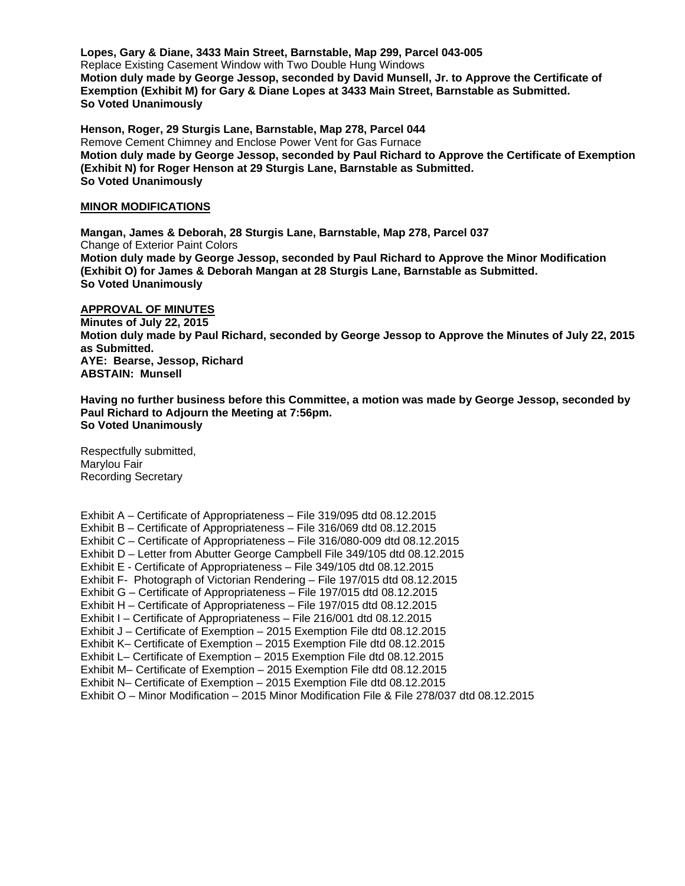**Lopes, Gary & Diane, 3433 Main Street, Barnstable, Map 299, Parcel 043-005**
Replace Existing Casement Window with Two Double Hung Windows
**Motion duly made by George Jessop, seconded by David Munsell, Jr. to Approve the Certificate of Exemption (Exhibit M) for Gary & Diane Lopes at 3433 Main Street, Barnstable as Submitted.**
**So Voted Unanimously**

**Henson, Roger, 29 Sturgis Lane, Barnstable, Map 278, Parcel 044**
Remove Cement Chimney and Enclose Power Vent for Gas Furnace
**Motion duly made by George Jessop, seconded by Paul Richard to Approve the Certificate of Exemption (Exhibit N) for Roger Henson at 29 Sturgis Lane, Barnstable as Submitted.**
**So Voted Unanimously**

## MINOR MODIFICATIONS

**Mangan, James & Deborah, 28 Sturgis Lane, Barnstable, Map 278, Parcel 037**
Change of Exterior Paint Colors
**Motion duly made by George Jessop, seconded by Paul Richard to Approve the Minor Modification (Exhibit O) for James & Deborah Mangan at 28 Sturgis Lane, Barnstable as Submitted.**
**So Voted Unanimously**

## APPROVAL OF MINUTES

**Minutes of July 22, 2015**
**Motion duly made by Paul Richard, seconded by George Jessop to Approve the Minutes of July 22, 2015 as Submitted.**
**AYE: Bearse, Jessop, Richard**
**ABSTAIN: Munsell**

**Having no further business before this Committee, a motion was made by George Jessop, seconded by Paul Richard to Adjourn the Meeting at 7:56pm.**
**So Voted Unanimously**

Respectfully submitted,
Marylou Fair
Recording Secretary

Exhibit A – Certificate of Appropriateness – File 319/095 dtd 08.12.2015
Exhibit B – Certificate of Appropriateness – File 316/069 dtd 08.12.2015
Exhibit C – Certificate of Appropriateness – File 316/080-009 dtd 08.12.2015
Exhibit D – Letter from Abutter George Campbell File 349/105 dtd 08.12.2015
Exhibit E - Certificate of Appropriateness – File 349/105 dtd 08.12.2015
Exhibit F- Photograph of Victorian Rendering – File 197/015 dtd 08.12.2015
Exhibit G – Certificate of Appropriateness – File 197/015 dtd 08.12.2015
Exhibit H – Certificate of Appropriateness – File 197/015 dtd 08.12.2015
Exhibit I – Certificate of Appropriateness – File 216/001 dtd 08.12.2015
Exhibit J – Certificate of Exemption – 2015 Exemption File dtd 08.12.2015
Exhibit K– Certificate of Exemption – 2015 Exemption File dtd 08.12.2015
Exhibit L– Certificate of Exemption – 2015 Exemption File dtd 08.12.2015
Exhibit M– Certificate of Exemption – 2015 Exemption File dtd 08.12.2015
Exhibit N– Certificate of Exemption – 2015 Exemption File dtd 08.12.2015
Exhibit O – Minor Modification – 2015 Minor Modification File & File 278/037 dtd 08.12.2015